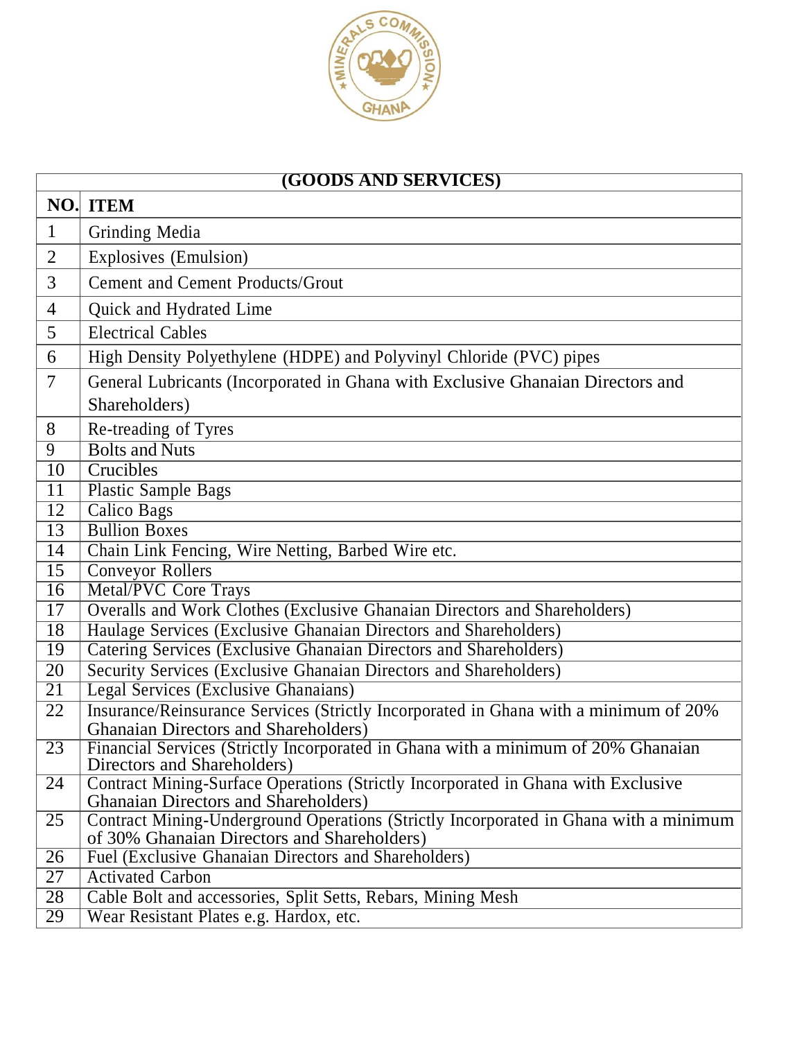| (GOODS AND SERVICES) | |
|---|---|
| **NO.** | **ITEM** |
| 1 | Grinding Media |
| 2 | Explosives (Emulsion) |
| 3 | Cement and Cement Products/Grout |
| 4 | Quick and Hydrated Lime |
| 5 | Electrical Cables |
| 6 | High Density Polyethylene (HDPE) and Polyvinyl Chloride (PVC) pipes |
| 7 | General Lubricants (Incorporated in Ghana with Exclusive Ghanaian Directors and Shareholders) |
| 8 | Re-treading of Tyres |
| 9 | Bolts and Nuts |
| 10 | Crucibles |
| 11 | Plastic Sample Bags |
| 12 | Calico Bags |
| 13 | Bullion Boxes |
| 14 | Chain Link Fencing, Wire Netting, Barbed Wire etc. |
| 15 | Conveyor Rollers |
| 16 | Metal/PVC Core Trays |
| 17 | Overalls and Work Clothes (Exclusive Ghanaian Directors and Shareholders) |
| 18 | Haulage Services (Exclusive Ghanaian Directors and Shareholders) |
| 19 | Catering Services (Exclusive Ghanaian Directors and Shareholders) |
| 20 | Security Services (Exclusive Ghanaian Directors and Shareholders) |
| 21 | Legal Services (Exclusive Ghanaians) |
| 22 | Insurance/Reinsurance Services (Strictly Incorporated in Ghana with a minimum of 20% Ghanaian Directors and Shareholders) |
| 23 | Financial Services (Strictly Incorporated in Ghana with a minimum of 20% Ghanaian Directors and Shareholders) |
| 24 | Contract Mining-Surface Operations (Strictly Incorporated in Ghana with Exclusive Ghanaian Directors and Shareholders) |
| 25 | Contract Mining-Underground Operations (Strictly Incorporated in Ghana with a minimum of 30% Ghanaian Directors and Shareholders) |
| 26 | Fuel (Exclusive Ghanaian Directors and Shareholders) |
| 27 | Activated Carbon |
| 28 | Cable Bolt and accessories, Split Setts, Rebars, Mining Mesh |
| 29 | Wear Resistant Plates e.g. Hardox, etc. |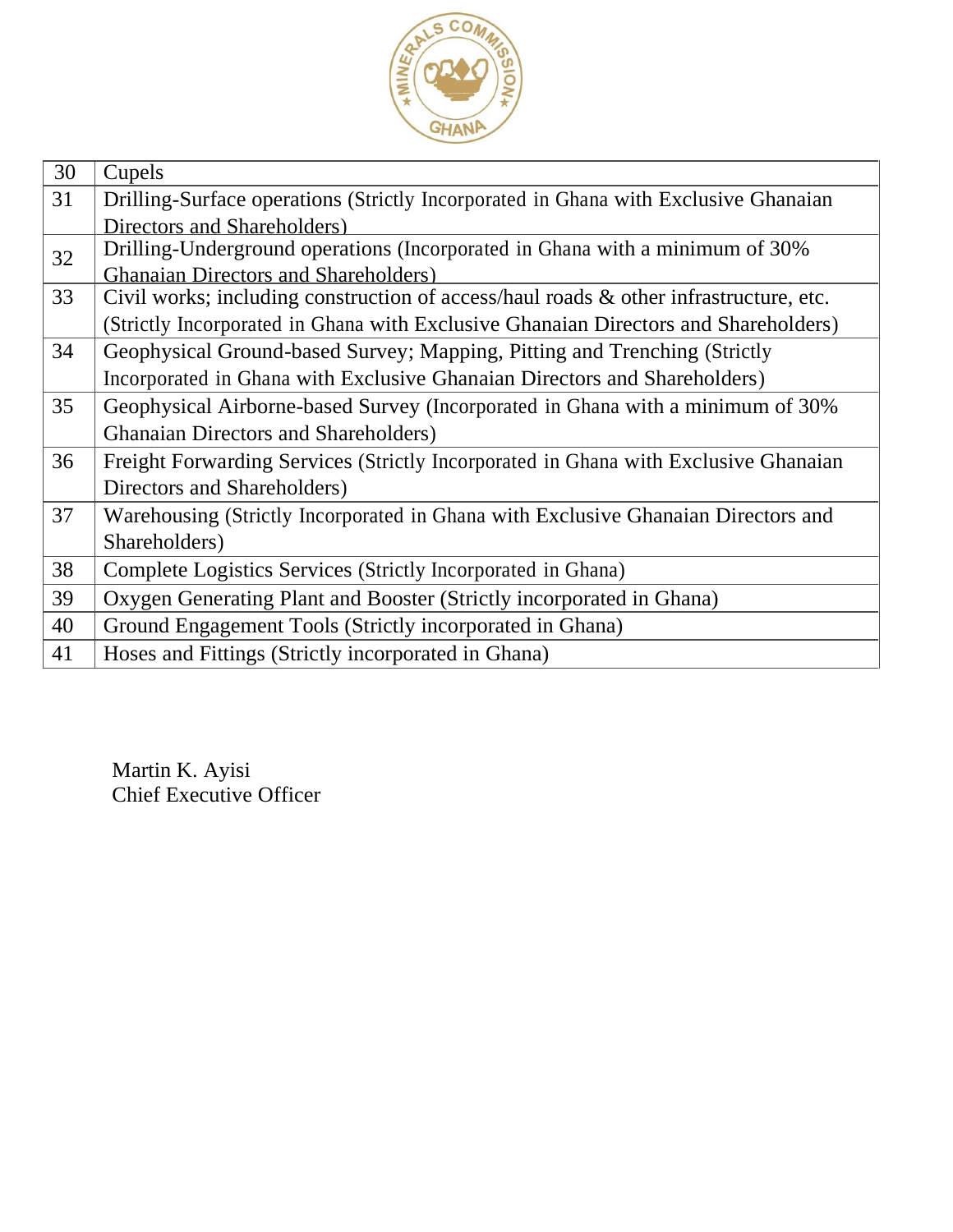| | |
|---|---|
| 30 | Cupels |
| 31 | Drilling-Surface operations (Strictly Incorporated in Ghana with Exclusive Ghanaian Directors and Shareholders) |
| 32 | Drilling-Underground operations (Incorporated in Ghana with a minimum of 30% Ghanaian Directors and Shareholders) |
| 33 | Civil works; including construction of access/haul roads & other infrastructure, etc. (Strictly Incorporated in Ghana with Exclusive Ghanaian Directors and Shareholders) |
| 34 | Geophysical Ground-based Survey; Mapping, Pitting and Trenching (Strictly Incorporated in Ghana with Exclusive Ghanaian Directors and Shareholders) |
| 35 | Geophysical Airborne-based Survey (Incorporated in Ghana with a minimum of 30% Ghanaian Directors and Shareholders) |
| 36 | Freight Forwarding Services (Strictly Incorporated in Ghana with Exclusive Ghanaian Directors and Shareholders) |
| 37 | Warehousing (Strictly Incorporated in Ghana with Exclusive Ghanaian Directors and Shareholders) |
| 38 | Complete Logistics Services (Strictly Incorporated in Ghana) |
| 39 | Oxygen Generating Plant and Booster (Strictly incorporated in Ghana) |
| 40 | Ground Engagement Tools (Strictly incorporated in Ghana) |
| 41 | Hoses and Fittings (Strictly incorporated in Ghana) |

Martin K. Ayisi
Chief Executive Officer